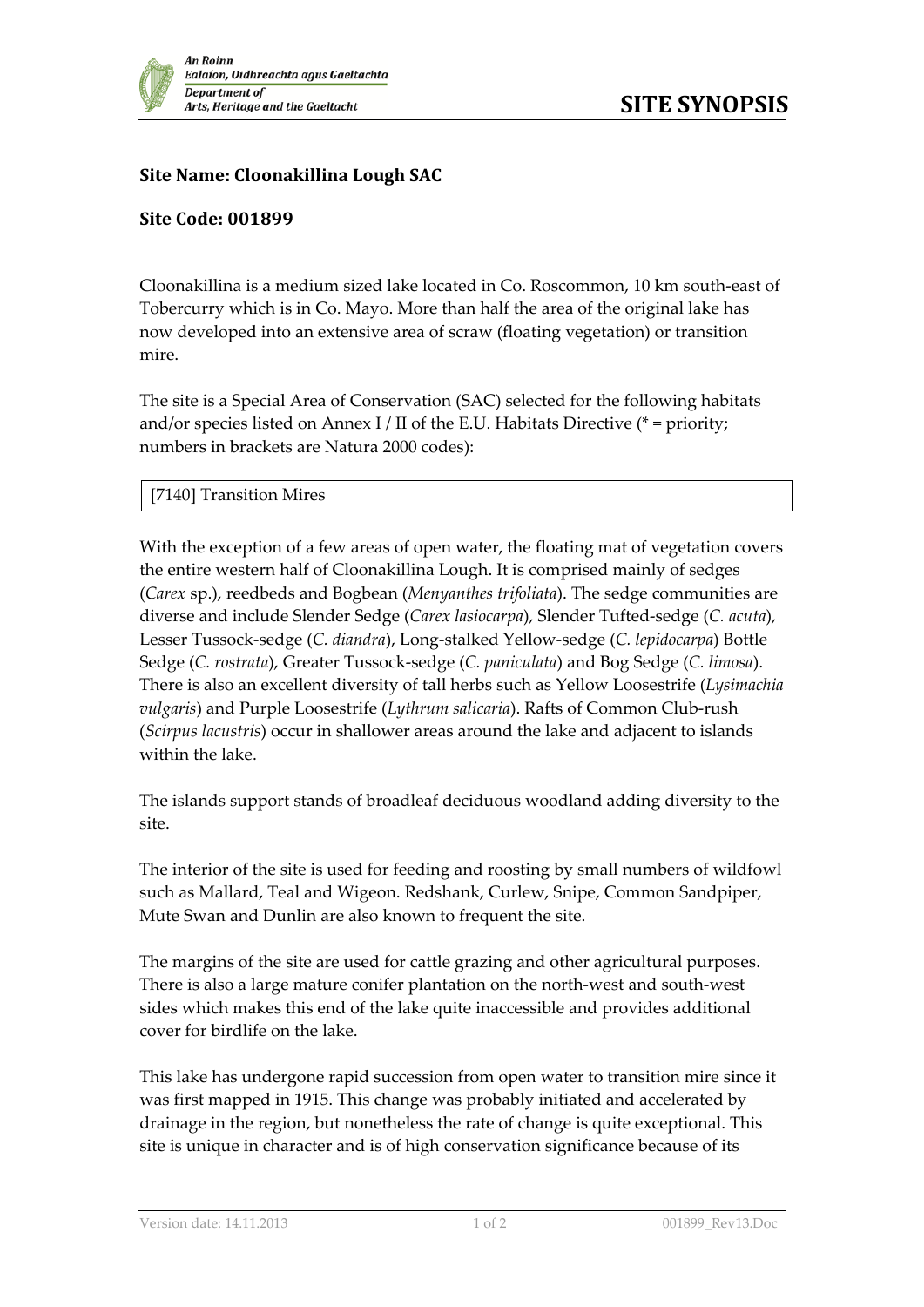# SITE SYNOPSIS

**Site Name: Cloonakillina Lough SAC**

**Site Code: 001899**

Cloonakillina is a medium sized lake located in Co. Roscommon, 10 km south-east of Tobercurry which is in Co. Mayo. More than half the area of the original lake has now developed into an extensive area of scraw (floating vegetation) or transition mire.

The site is a Special Area of Conservation (SAC) selected for the following habitats and/or species listed on Annex I / II of the E.U. Habitats Directive (* = priority; numbers in brackets are Natura 2000 codes):

| [7140] Transition Mires |
|---|

With the exception of a few areas of open water, the floating mat of vegetation covers the entire western half of Cloonakillina Lough. It is comprised mainly of sedges (*Carex* sp.), reedbeds and Bogbean (*Menyanthes trifoliata*). The sedge communities are diverse and include Slender Sedge (*Carex lasiocarpa*), Slender Tufted-sedge (*C. acuta*), Lesser Tussock-sedge (*C. diandra*), Long-stalked Yellow-sedge (*C. lepidocarpa*) Bottle Sedge (*C. rostrata*), Greater Tussock-sedge (*C. paniculata*) and Bog Sedge (*C. limosa*). There is also an excellent diversity of tall herbs such as Yellow Loosestrife (*Lysimachia vulgaris*) and Purple Loosestrife (*Lythrum salicaria*). Rafts of Common Club-rush (*Scirpus lacustris*) occur in shallower areas around the lake and adjacent to islands within the lake.

The islands support stands of broadleaf deciduous woodland adding diversity to the site.

The interior of the site is used for feeding and roosting by small numbers of wildfowl such as Mallard, Teal and Wigeon. Redshank, Curlew, Snipe, Common Sandpiper, Mute Swan and Dunlin are also known to frequent the site.

The margins of the site are used for cattle grazing and other agricultural purposes. There is also a large mature conifer plantation on the north-west and south-west sides which makes this end of the lake quite inaccessible and provides additional cover for birdlife on the lake.

This lake has undergone rapid succession from open water to transition mire since it was first mapped in 1915. This change was probably initiated and accelerated by drainage in the region, but nonetheless the rate of change is quite exceptional. This site is unique in character and is of high conservation significance because of its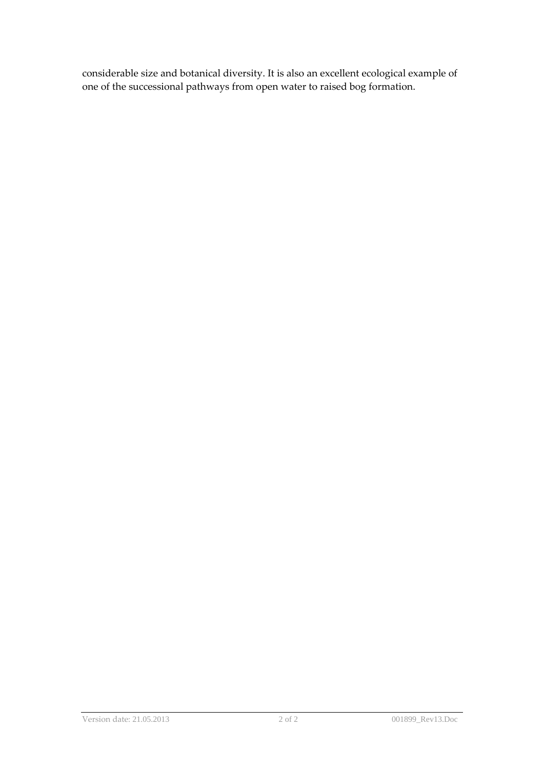considerable size and botanical diversity. It is also an excellent ecological example of one of the successional pathways from open water to raised bog formation.